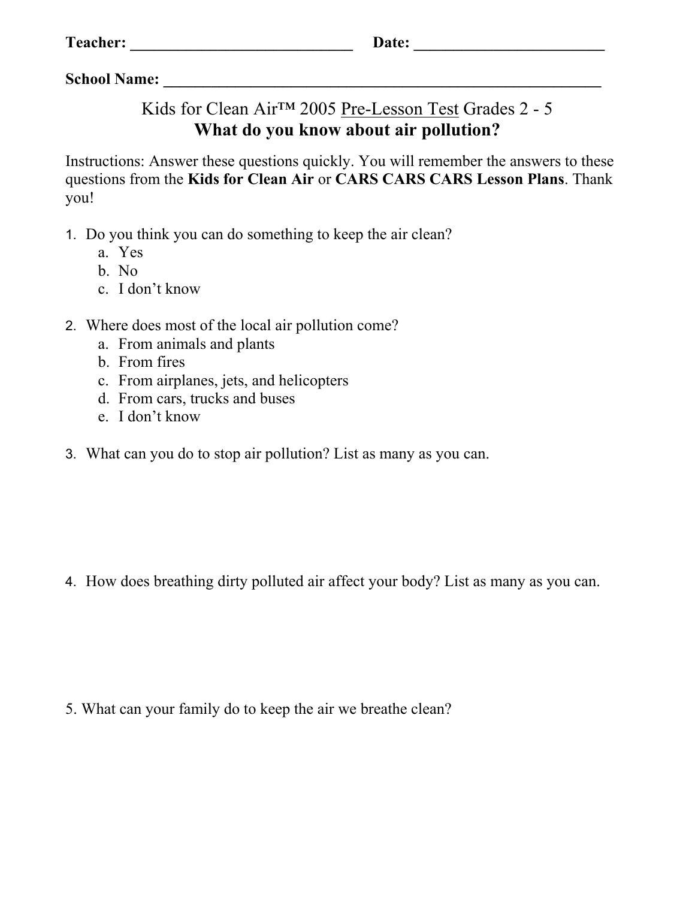**Teacher:** ____________________________ **Date:** ________________________

**School Name:** ____________________________________________________________

Kids for Clean Air™ 2005 <u>Pre-Lesson Test</u> Grades 2 - 5

## What do you know about air pollution?

Instructions: Answer these questions quickly. You will remember the answers to these questions from the **Kids for Clean Air** or **CARS CARS CARS Lesson Plans**. Thank you!

1. Do you think you can do something to keep the air clean?
   a. Yes
   b. No
   c. I don't know

2. Where does most of the local air pollution come?
   a. From animals and plants
   b. From fires
   c. From airplanes, jets, and helicopters
   d. From cars, trucks and buses
   e. I don't know

3. What can you do to stop air pollution? List as many as you can.

4. How does breathing dirty polluted air affect your body? List as many as you can.

5. What can your family do to keep the air we breathe clean?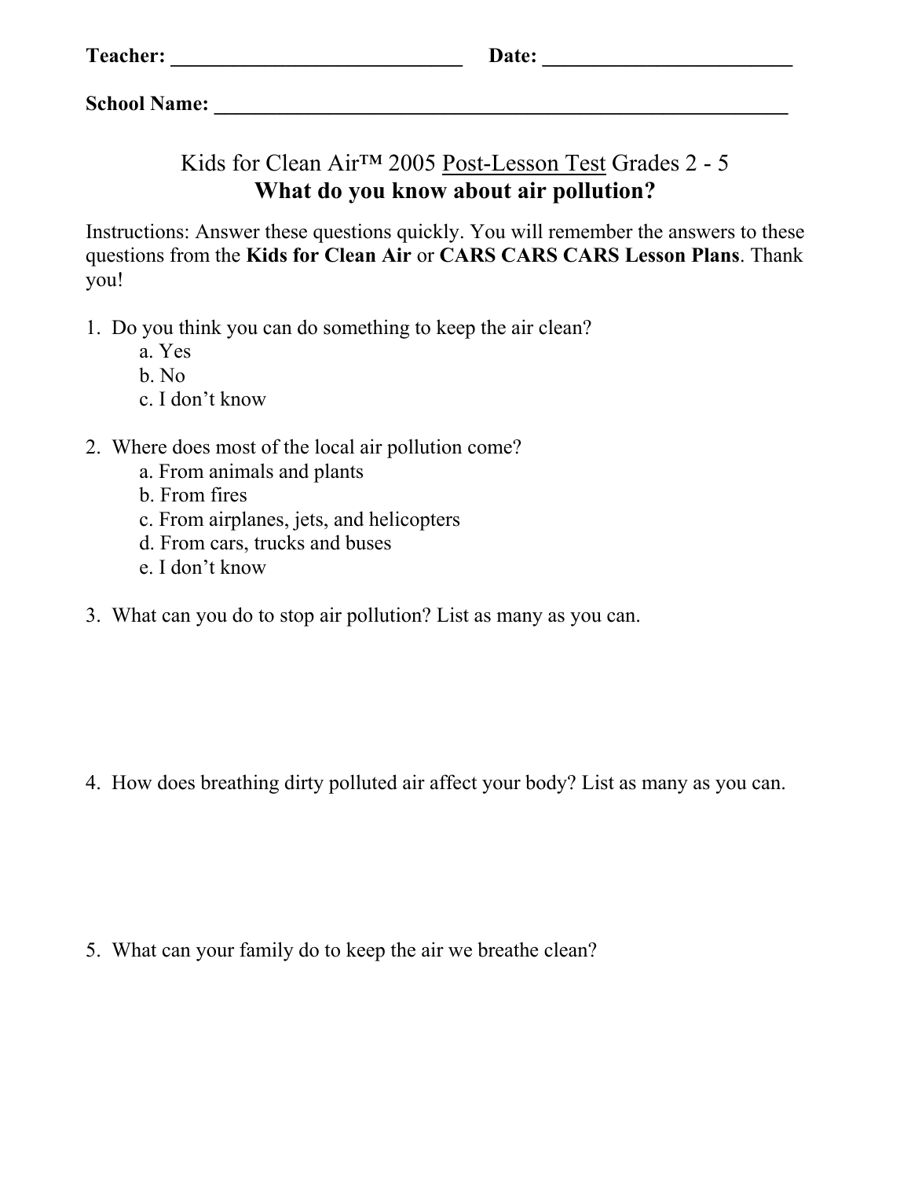**Teacher:** ____________________________ **Date:** ________________________

**School Name:** _______________________________________________________

## Kids for Clean Air™ 2005 Post-Lesson Test Grades 2 - 5

## What do you know about air pollution?

Instructions: Answer these questions quickly. You will remember the answers to these questions from the **Kids for Clean Air** or **CARS CARS CARS Lesson Plans**. Thank you!

1. Do you think you can do something to keep the air clean?
   - a. Yes
   - b. No
   - c. I don't know

2. Where does most of the local air pollution come?
   - a. From animals and plants
   - b. From fires
   - c. From airplanes, jets, and helicopters
   - d. From cars, trucks and buses
   - e. I don't know

3. What can you do to stop air pollution? List as many as you can.

4. How does breathing dirty polluted air affect your body? List as many as you can.

5. What can your family do to keep the air we breathe clean?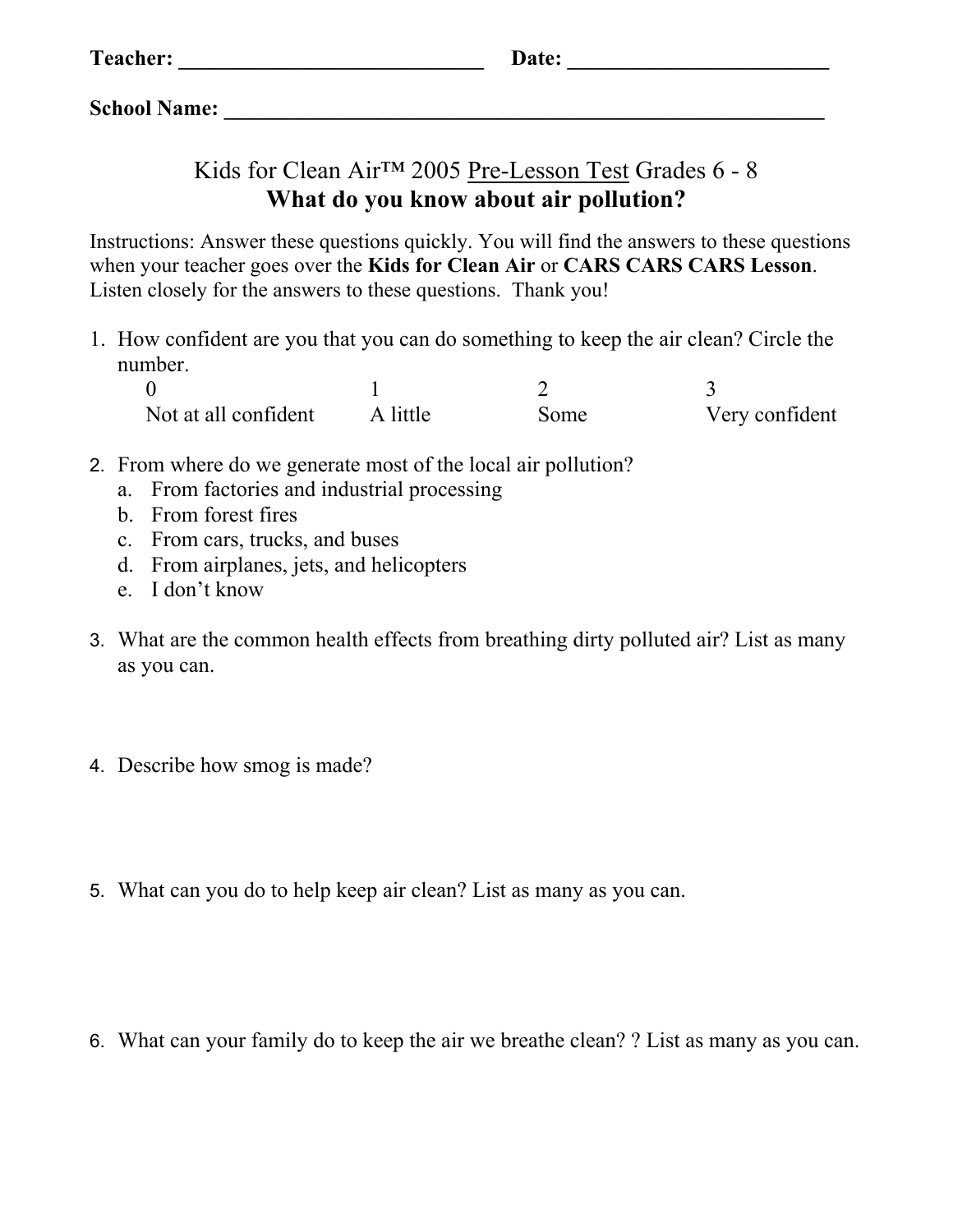**Teacher: ____________________________ Date: ________________________**

**School Name: ________________________________________________________**

## Kids for Clean Air™ 2005 Pre-Lesson Test Grades 6 - 8

## What do you know about air pollution?

Instructions: Answer these questions quickly. You will find the answers to these questions when your teacher goes over the **Kids for Clean Air** or **CARS CARS CARS Lesson**. Listen closely for the answers to these questions. Thank you!

1. How confident are you that you can do something to keep the air clean? Circle the number.

| 0 | 1 | 2 | 3 |
|---|---|---|---|
| Not at all confident | A little | Some | Very confident |

2. From where do we generate most of the local air pollution?
   a. From factories and industrial processing
   b. From forest fires
   c. From cars, trucks, and buses
   d. From airplanes, jets, and helicopters
   e. I don't know

3. What are the common health effects from breathing dirty polluted air? List as many as you can.

4. Describe how smog is made?

5. What can you do to help keep air clean? List as many as you can.

6. What can your family do to keep the air we breathe clean? ? List as many as you can.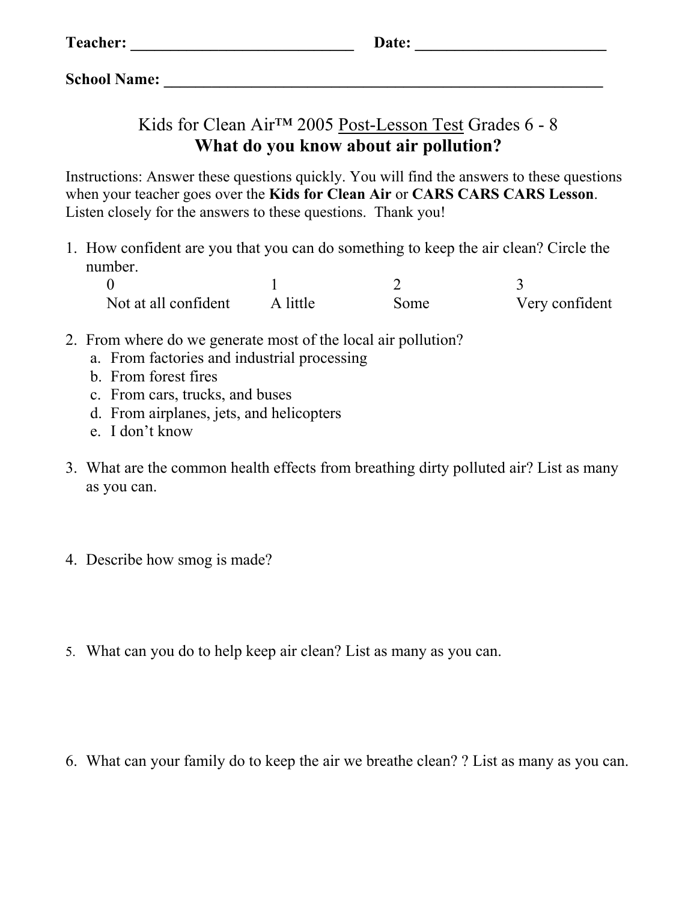**Teacher:** ____________________________ **Date:** ________________________

**School Name:** ________________________________________________________

Kids for Clean Air™ 2005 Post-Lesson Test Grades 6 - 8

**What do you know about air pollution?**

Instructions: Answer these questions quickly. You will find the answers to these questions when your teacher goes over the **Kids for Clean Air** or **CARS CARS CARS Lesson**. Listen closely for the answers to these questions. Thank you!

1. How confident are you that you can do something to keep the air clean? Circle the number.

| 0 | 1 | 2 | 3 |
|---|---|---|---|
| Not at all confident | A little | Some | Very confident |

2. From where do we generate most of the local air pollution?
   a. From factories and industrial processing
   b. From forest fires
   c. From cars, trucks, and buses
   d. From airplanes, jets, and helicopters
   e. I don't know

3. What are the common health effects from breathing dirty polluted air? List as many as you can.

4. Describe how smog is made?

5. What can you do to help keep air clean? List as many as you can.

6. What can your family do to keep the air we breathe clean? ? List as many as you can.